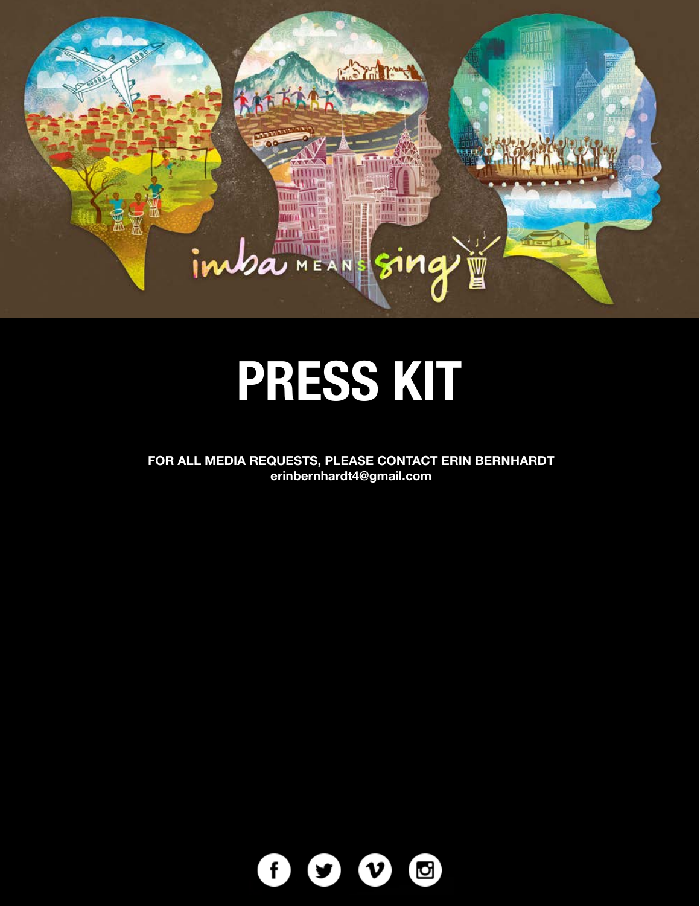imba MEANS sing

# PRESS KIT

**FOR ALL MEDIA REQUESTS, PLEASE CONTACT ERIN BERNHARDT**
**erinbernhardt4@gmail.com**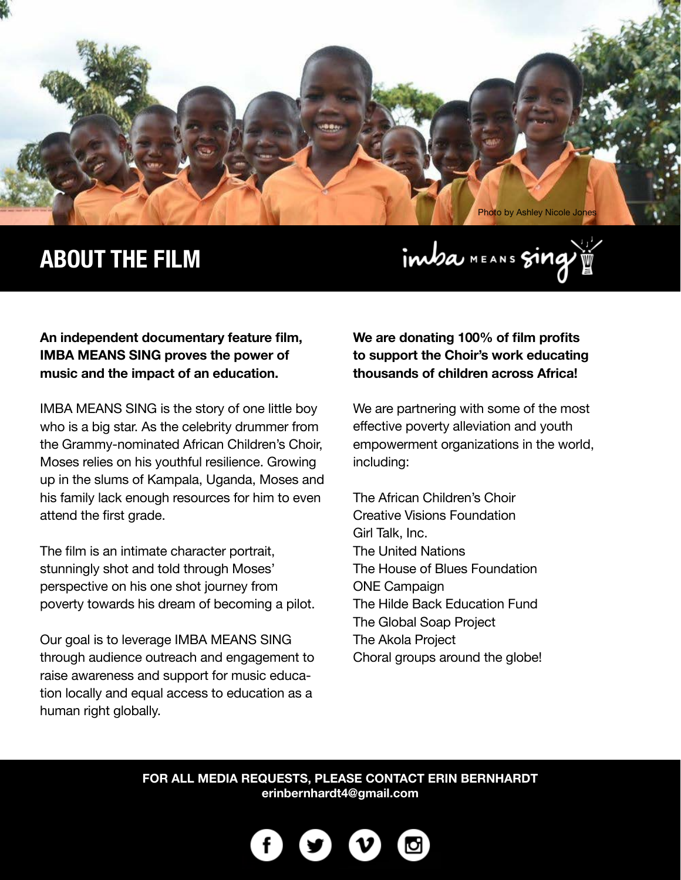Photo by Ashley Nicole Jones

# ABOUT THE FILM

imba MEANS sing

**An independent documentary feature film, IMBA MEANS SING proves the power of music and the impact of an education.**

IMBA MEANS SING is the story of one little boy who is a big star. As the celebrity drummer from the Grammy-nominated African Children's Choir, Moses relies on his youthful resilience. Growing up in the slums of Kampala, Uganda, Moses and his family lack enough resources for him to even attend the first grade.

The film is an intimate character portrait, stunningly shot and told through Moses' perspective on his one shot journey from poverty towards his dream of becoming a pilot.

Our goal is to leverage IMBA MEANS SING through audience outreach and engagement to raise awareness and support for music education locally and equal access to education as a human right globally.

**We are donating 100% of film profits to support the Choir's work educating thousands of children across Africa!**

We are partnering with some of the most effective poverty alleviation and youth empowerment organizations in the world, including:

The African Children's Choir
Creative Visions Foundation
Girl Talk, Inc.
The United Nations
The House of Blues Foundation
ONE Campaign
The Hilde Back Education Fund
The Global Soap Project
The Akola Project
Choral groups around the globe!

**FOR ALL MEDIA REQUESTS, PLEASE CONTACT ERIN BERNHARDT**
**erinbernhardt4@gmail.com**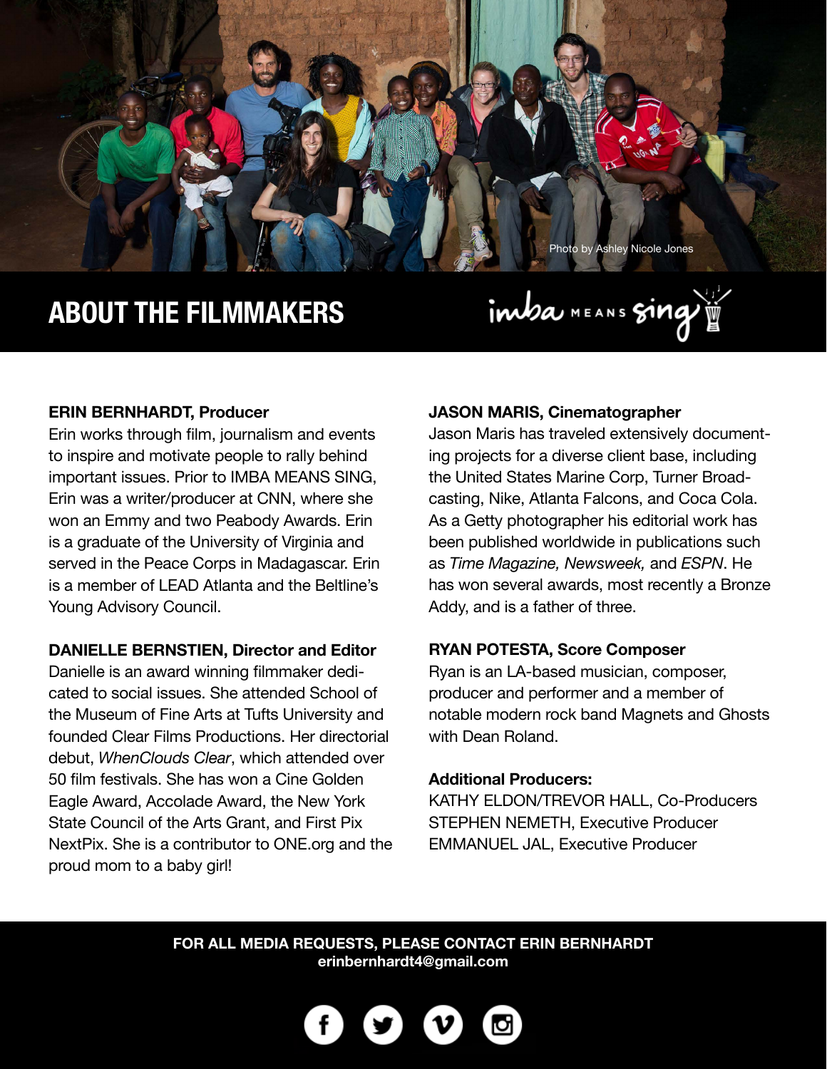Photo by Ashley Nicole Jones

# ABOUT THE FILMMAKERS

imba MEANS sing

**ERIN BERNHARDT, Producer**
Erin works through film, journalism and events to inspire and motivate people to rally behind important issues. Prior to IMBA MEANS SING, Erin was a writer/producer at CNN, where she won an Emmy and two Peabody Awards. Erin is a graduate of the University of Virginia and served in the Peace Corps in Madagascar. Erin is a member of LEAD Atlanta and the Beltline's Young Advisory Council.

**DANIELLE BERNSTIEN, Director and Editor**
Danielle is an award winning filmmaker dedicated to social issues. She attended School of the Museum of Fine Arts at Tufts University and founded Clear Films Productions. Her directorial debut, *WhenClouds Clear*, which attended over 50 film festivals. She has won a Cine Golden Eagle Award, Accolade Award, the New York State Council of the Arts Grant, and First Pix NextPix. She is a contributor to ONE.org and the proud mom to a baby girl!

**JASON MARIS, Cinematographer**
Jason Maris has traveled extensively documenting projects for a diverse client base, including the United States Marine Corp, Turner Broadcasting, Nike, Atlanta Falcons, and Coca Cola. As a Getty photographer his editorial work has been published worldwide in publications such as *Time Magazine, Newsweek,* and *ESPN*. He has won several awards, most recently a Bronze Addy, and is a father of three.

**RYAN POTESTA, Score Composer**
Ryan is an LA-based musician, composer, producer and performer and a member of notable modern rock band Magnets and Ghosts with Dean Roland.

**Additional Producers:**
KATHY ELDON/TREVOR HALL, Co-Producers
STEPHEN NEMETH, Executive Producer
EMMANUEL JAL, Executive Producer

**FOR ALL MEDIA REQUESTS, PLEASE CONTACT ERIN BERNHARDT**
**erinbernhardt4@gmail.com**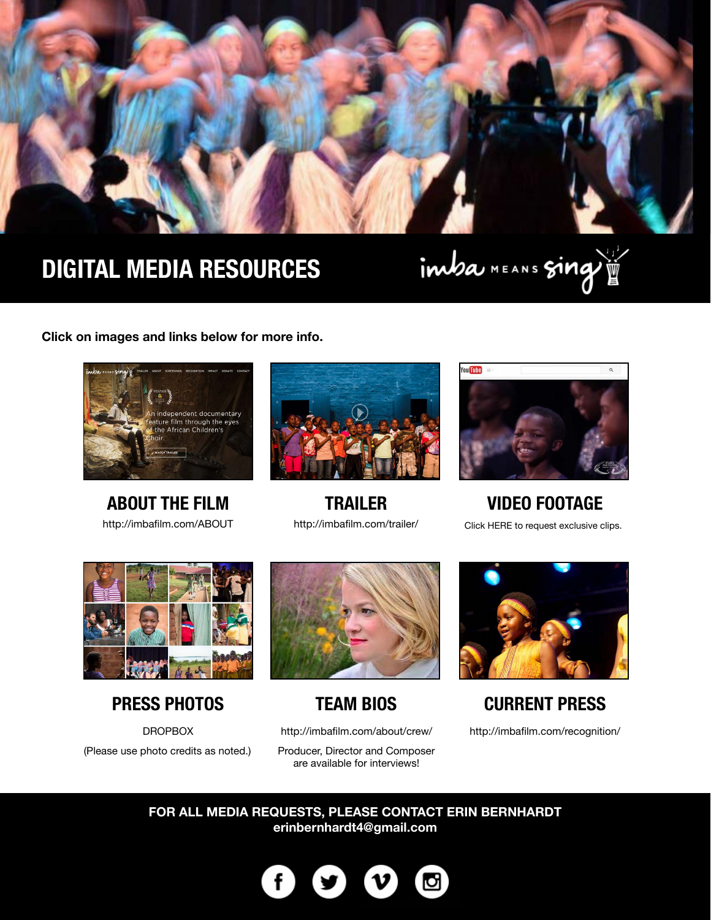# DIGITAL MEDIA RESOURCES

imba MEANS sing

**Click on images and links below for more info.**

## ABOUT THE FILM

http://imbafilm.com/ABOUT

## TRAILER

http://imbafilm.com/trailer/

## VIDEO FOOTAGE

Click HERE to request exclusive clips.

## PRESS PHOTOS

DROPBOX

(Please use photo credits as noted.)

## TEAM BIOS

http://imbafilm.com/about/crew/

Producer, Director and Composer are available for interviews!

## CURRENT PRESS

http://imbafilm.com/recognition/

**FOR ALL MEDIA REQUESTS, PLEASE CONTACT ERIN BERNHARDT**
**erinbernhardt4@gmail.com**